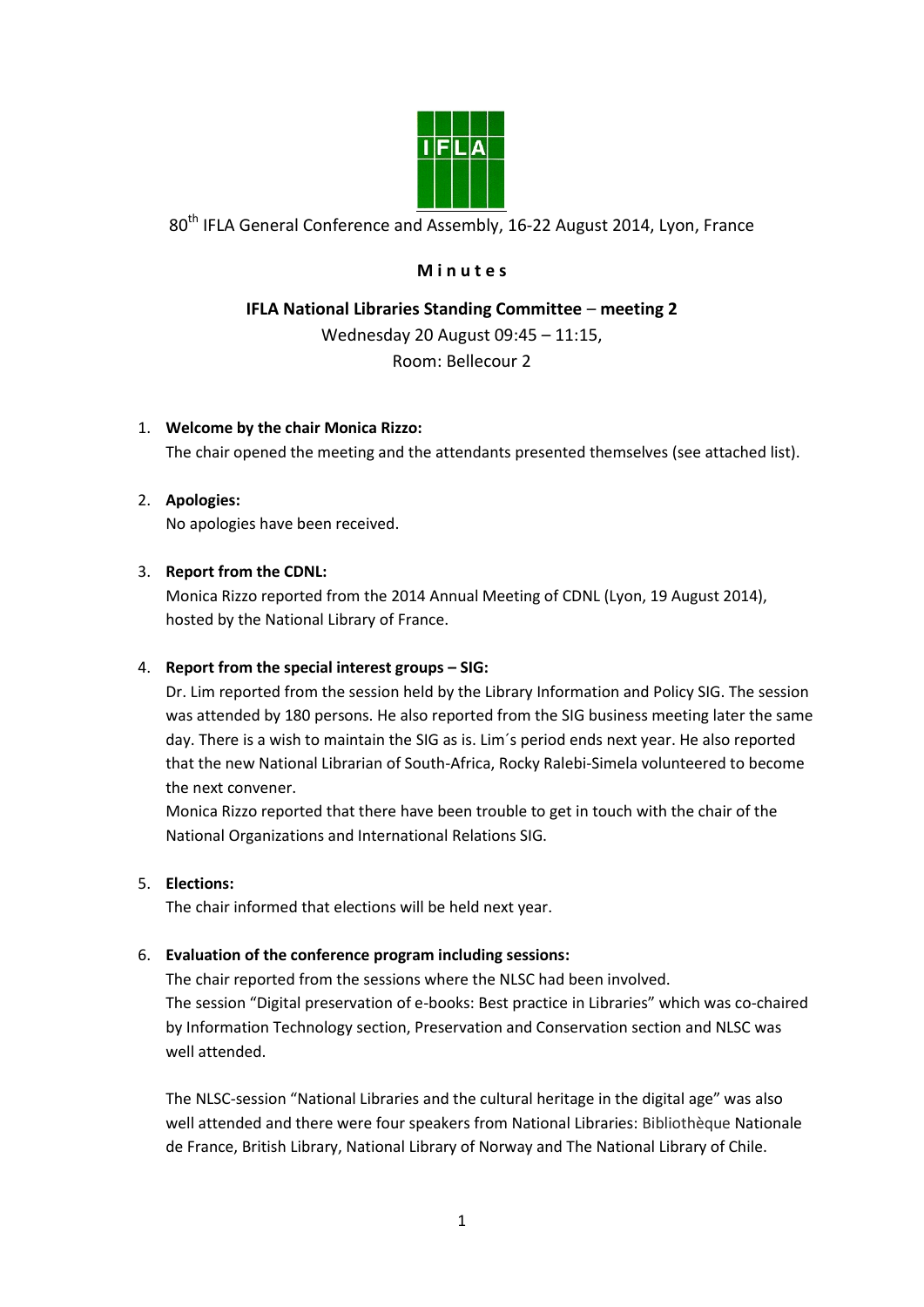80th IFLA General Conference and Assembly, 16-22 August 2014, Lyon, France

# M i n u t e s

## IFLA National Libraries Standing Committee – meeting 2

Wednesday 20 August 09:45 – 11:15,
Room: Bellecour 2

1. **Welcome by the chair Monica Rizzo:**
   The chair opened the meeting and the attendants presented themselves (see attached list).

2. **Apologies:**
   No apologies have been received.

3. **Report from the CDNL:**
   Monica Rizzo reported from the 2014 Annual Meeting of CDNL (Lyon, 19 August 2014), hosted by the National Library of France.

4. **Report from the special interest groups – SIG:**
   Dr. Lim reported from the session held by the Library Information and Policy SIG. The session was attended by 180 persons. He also reported from the SIG business meeting later the same day. There is a wish to maintain the SIG as is. Lim´s period ends next year. He also reported that the new National Librarian of South-Africa, Rocky Ralebi-Simela volunteered to become the next convener.
   Monica Rizzo reported that there have been trouble to get in touch with the chair of the National Organizations and International Relations SIG.

5. **Elections:**
   The chair informed that elections will be held next year.

6. **Evaluation of the conference program including sessions:**
   The chair reported from the sessions where the NLSC had been involved.
   The session "Digital preservation of e-books: Best practice in Libraries" which was co-chaired by Information Technology section, Preservation and Conservation section and NLSC was well attended.

   The NLSC-session "National Libraries and the cultural heritage in the digital age" was also well attended and there were four speakers from National Libraries: Bibliothèque Nationale de France, British Library, National Library of Norway and The National Library of Chile.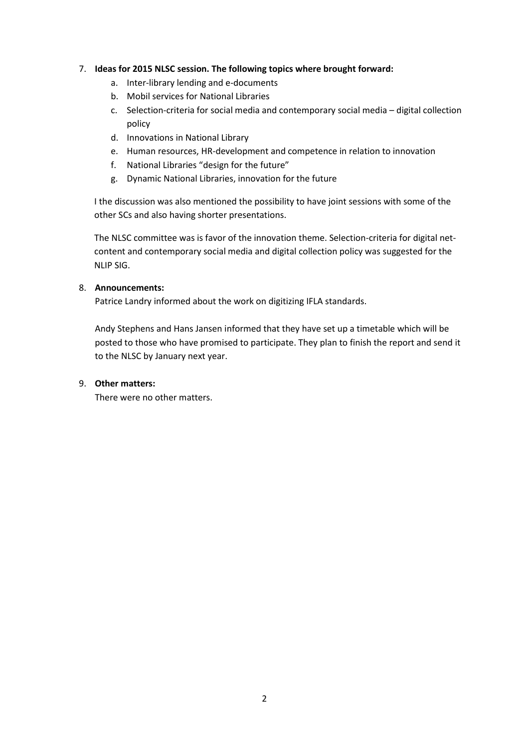7. **Ideas for 2015 NLSC session. The following topics where brought forward:**
    a. Inter-library lending and e-documents
    b. Mobil services for National Libraries
    c. Selection-criteria for social media and contemporary social media – digital collection policy
    d. Innovations in National Library
    e. Human resources, HR-development and competence in relation to innovation
    f. National Libraries "design for the future"
    g. Dynamic National Libraries, innovation for the future

    I the discussion was also mentioned the possibility to have joint sessions with some of the other SCs and also having shorter presentations.

    The NLSC committee was is favor of the innovation theme. Selection-criteria for digital net-content and contemporary social media and digital collection policy was suggested for the NLIP SIG.

8. **Announcements:**
    Patrice Landry informed about the work on digitizing IFLA standards.

    Andy Stephens and Hans Jansen informed that they have set up a timetable which will be posted to those who have promised to participate. They plan to finish the report and send it to the NLSC by January next year.

9. **Other matters:**
    There were no other matters.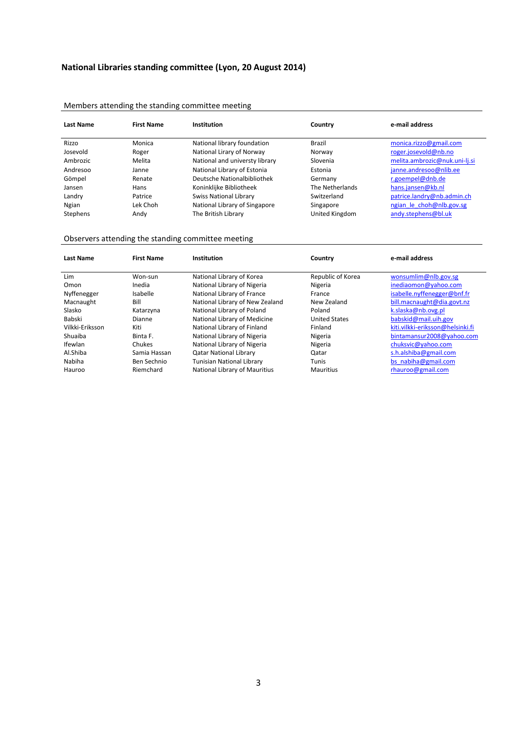**National Libraries standing committee (Lyon, 20 August 2014)**

Members attending the standing committee meeting

| Last Name | First Name | Institution | Country | e-mail address |
|---|---|---|---|---|
| Rizzo | Monica | National library foundation | Brazil | monica.rizzo@gmail.com |
| Josevold | Roger | National Lirary of Norway | Norway | roger.josevold@nb.no |
| Ambrozic | Melita | National and universty library | Slovenia | melita.ambrozic@nuk.uni-lj.si |
| Andresoo | Janne | National Library of Estonia | Estonia | janne.andresoo@nlib.ee |
| Gömpel | Renate | Deutsche Nationalbibliothek | Germany | r.goempel@dnb.de |
| Jansen | Hans | Koninklijke Bibliotheek | The Netherlands | hans.jansen@kb.nl |
| Landry | Patrice | Swiss National Library | Switzerland | patrice.landry@nb.admin.ch |
| Ngian | Lek Choh | National Library of Singapore | Singapore | ngian_le_choh@nlb.gov.sg |
| Stephens | Andy | The British Library | United Kingdom | andy.stephens@bl.uk |

Observers attending the standing committee meeting

| Last Name | First Name | Institution | Country | e-mail address |
|---|---|---|---|---|
| Lim | Won-sun | National Library of Korea | Republic of Korea | wonsumlim@nlb.gov.sg |
| Omon | Inedia | National Library of Nigeria | Nigeria | inediaomon@yahoo.com |
| Nyffenegger | Isabelle | National Library of France | France | isabelle.nyffenegger@bnf.fr |
| Macnaught | Bill | National Library of New Zealand | New Zealand | bill.macnaught@dia.govt.nz |
| Slasko | Katarzyna | National Library of Poland | Poland | k.slaska@nb.ovg.pl |
| Babski | Dianne | National Library of Medicine | United States | babskid@mail.uih.gov |
| Vilkki-Eriksson | Kiti | National Library of Finland | Finland | kiti.vilkki-eriksson@helsinki.fi |
| Shuaiba | Binta F. | National Library of Nigeria | Nigeria | bintamansur2008@yahoo.com |
| Ifewlan | Chukes | National Library of Nigeria | Nigeria | chuksvic@yahoo.com |
| Al.Shiba | Samia Hassan | Qatar National Library | Qatar | s.h.alshiba@gmail.com |
| Nabiha | Ben Sechnio | Tunisian National Library | Tunis | bs_nabiha@gmail.com |
| Hauroo | Riemchard | National Library of Mauritius | Mauritius | rhauroo@gmail.com |